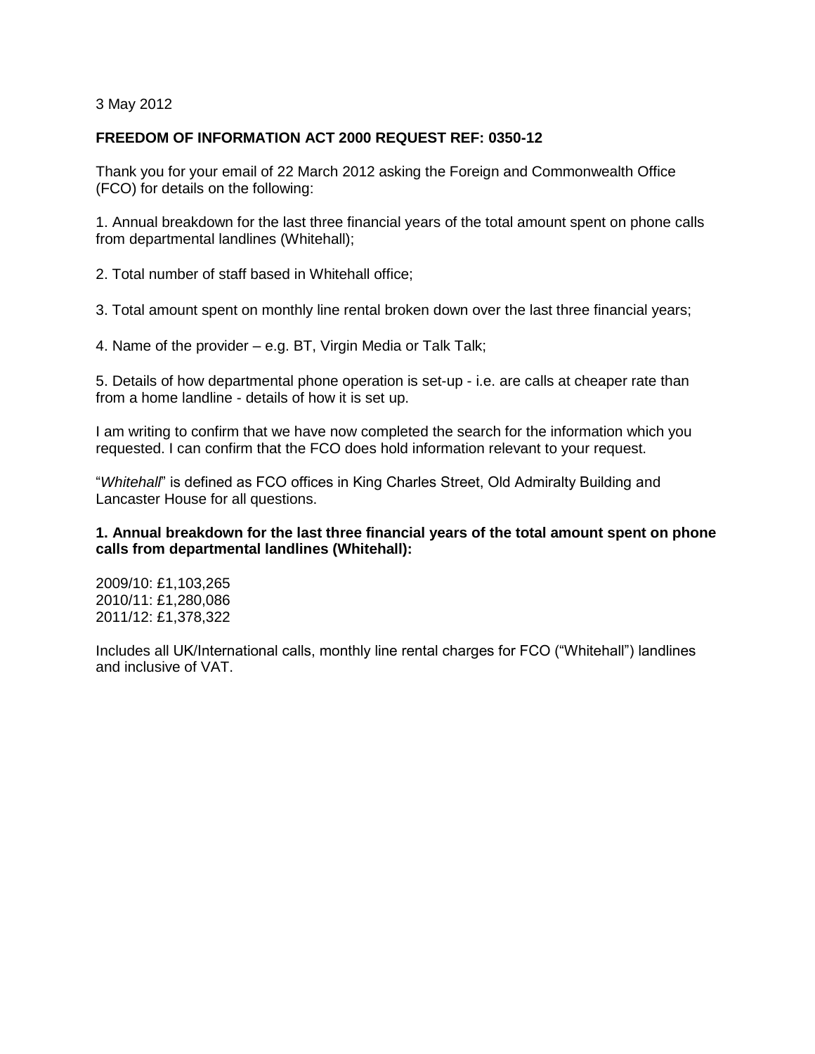3 May 2012

**FREEDOM OF INFORMATION ACT 2000 REQUEST REF: 0350-12**

Thank you for your email of 22 March 2012 asking the Foreign and Commonwealth Office (FCO) for details on the following:

1. Annual breakdown for the last three financial years of the total amount spent on phone calls from departmental landlines (Whitehall);

2. Total number of staff based in Whitehall office;

3. Total amount spent on monthly line rental broken down over the last three financial years;

4. Name of the provider – e.g. BT, Virgin Media or Talk Talk;

5. Details of how departmental phone operation is set-up - i.e. are calls at cheaper rate than from a home landline - details of how it is set up.

I am writing to confirm that we have now completed the search for the information which you requested. I can confirm that the FCO does hold information relevant to your request.

"*Whitehall*" is defined as FCO offices in King Charles Street, Old Admiralty Building and Lancaster House for all questions.

**1. Annual breakdown for the last three financial years of the total amount spent on phone calls from departmental landlines (Whitehall):**

2009/10: £1,103,265
2010/11: £1,280,086
2011/12: £1,378,322

Includes all UK/International calls, monthly line rental charges for FCO ("Whitehall") landlines and inclusive of VAT.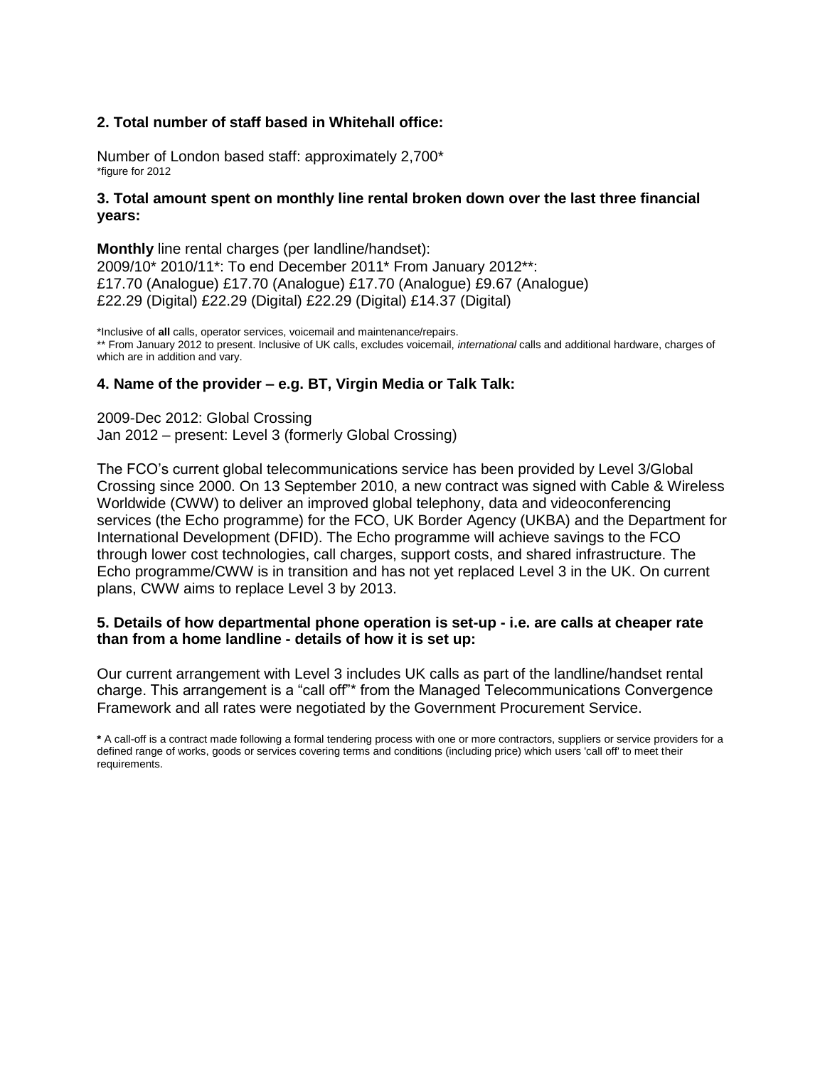**2. Total number of staff based in Whitehall office:**

Number of London based staff: approximately 2,700*
*figure for 2012

**3. Total amount spent on monthly line rental broken down over the last three financial years:**

**Monthly** line rental charges (per landline/handset):
2009/10* 2010/11*: To end December 2011* From January 2012**:
£17.70 (Analogue) £17.70 (Analogue) £17.70 (Analogue) £9.67 (Analogue)
£22.29 (Digital) £22.29 (Digital) £22.29 (Digital) £14.37 (Digital)

*Inclusive of **all** calls, operator services, voicemail and maintenance/repairs.
** From January 2012 to present. Inclusive of UK calls, excludes voicemail, *international* calls and additional hardware, charges of which are in addition and vary.

**4. Name of the provider – e.g. BT, Virgin Media or Talk Talk:**

2009-Dec 2012: Global Crossing
Jan 2012 – present: Level 3 (formerly Global Crossing)

The FCO's current global telecommunications service has been provided by Level 3/Global Crossing since 2000. On 13 September 2010, a new contract was signed with Cable & Wireless Worldwide (CWW) to deliver an improved global telephony, data and videoconferencing services (the Echo programme) for the FCO, UK Border Agency (UKBA) and the Department for International Development (DFID). The Echo programme will achieve savings to the FCO through lower cost technologies, call charges, support costs, and shared infrastructure. The Echo programme/CWW is in transition and has not yet replaced Level 3 in the UK. On current plans, CWW aims to replace Level 3 by 2013.

**5. Details of how departmental phone operation is set-up - i.e. are calls at cheaper rate than from a home landline - details of how it is set up:**

Our current arrangement with Level 3 includes UK calls as part of the landline/handset rental charge. This arrangement is a "call off"* from the Managed Telecommunications Convergence Framework and all rates were negotiated by the Government Procurement Service.

**\*** A call-off is a contract made following a formal tendering process with one or more contractors, suppliers or service providers for a defined range of works, goods or services covering terms and conditions (including price) which users 'call off' to meet their requirements.